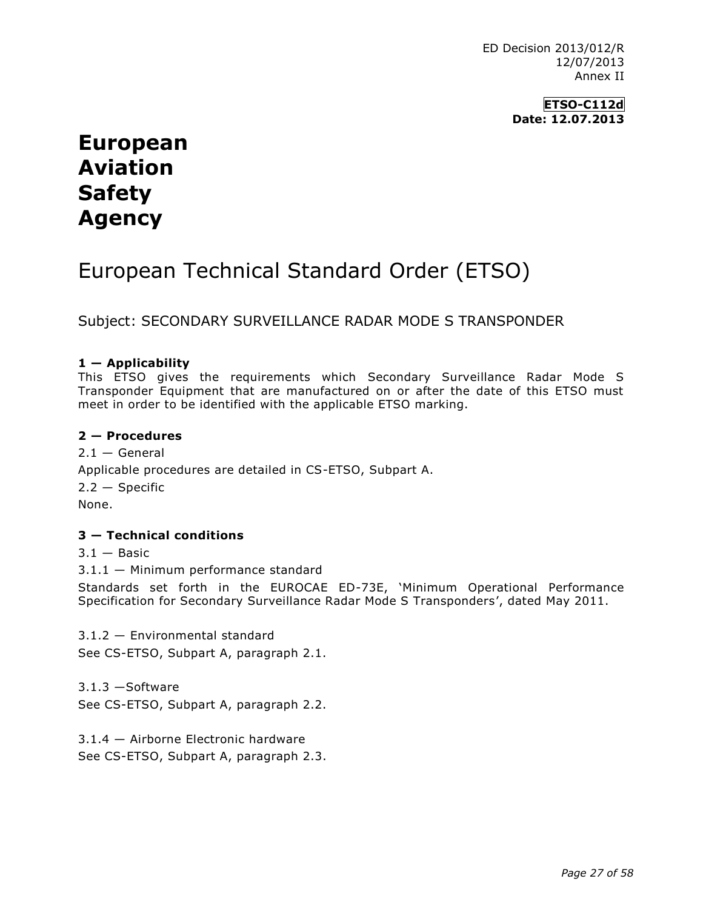ED Decision 2013/012/R
12/07/2013
Annex II

**ETSO-C112d**
**Date: 12.07.2013**

# European Aviation Safety Agency

# European Technical Standard Order (ETSO)

## Subject: SECONDARY SURVEILLANCE RADAR MODE S TRANSPONDER

**1 — Applicability**

This ETSO gives the requirements which Secondary Surveillance Radar Mode S Transponder Equipment that are manufactured on or after the date of this ETSO must meet in order to be identified with the applicable ETSO marking.

**2 — Procedures**

2.1 — General

Applicable procedures are detailed in CS-ETSO, Subpart A.

2.2 — Specific

None.

**3 — Technical conditions**

3.1 — Basic

3.1.1 — Minimum performance standard

Standards set forth in the EUROCAE ED-73E, 'Minimum Operational Performance Specification for Secondary Surveillance Radar Mode S Transponders', dated May 2011.

3.1.2 — Environmental standard

See CS-ETSO, Subpart A, paragraph 2.1.

3.1.3 —Software

See CS-ETSO, Subpart A, paragraph 2.2.

3.1.4 — Airborne Electronic hardware

See CS-ETSO, Subpart A, paragraph 2.3.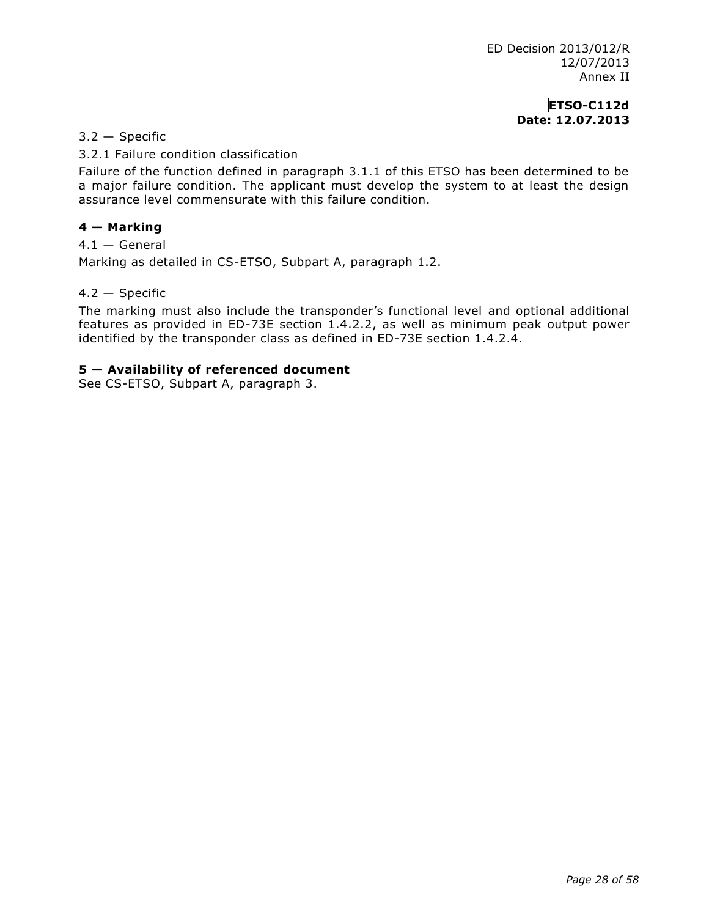3.2 — Specific

3.2.1 Failure condition classification

Failure of the function defined in paragraph 3.1.1 of this ETSO has been determined to be a major failure condition. The applicant must develop the system to at least the design assurance level commensurate with this failure condition.

## 4 — Marking

4.1 — General

Marking as detailed in CS-ETSO, Subpart A, paragraph 1.2.

4.2 — Specific

The marking must also include the transponder's functional level and optional additional features as provided in ED-73E section 1.4.2.2, as well as minimum peak output power identified by the transponder class as defined in ED-73E section 1.4.2.4.

## 5 — Availability of referenced document

See CS-ETSO, Subpart A, paragraph 3.